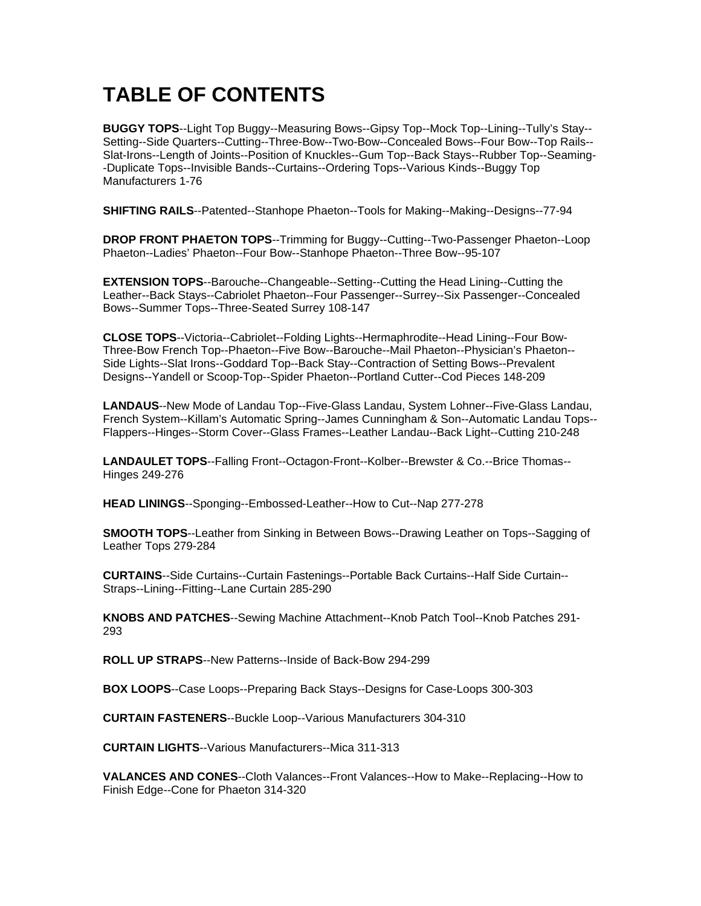# TABLE OF CONTENTS

**BUGGY TOPS**--Light Top Buggy--Measuring Bows--Gipsy Top--Mock Top--Lining--Tully's Stay--Setting--Side Quarters--Cutting--Three-Bow--Two-Bow--Concealed Bows--Four Bow--Top Rails--Slat-Irons--Length of Joints--Position of Knuckles--Gum Top--Back Stays--Rubber Top--Seaming--Duplicate Tops--Invisible Bands--Curtains--Ordering Tops--Various Kinds--Buggy Top Manufacturers 1-76

**SHIFTING RAILS**--Patented--Stanhope Phaeton--Tools for Making--Making--Designs--77-94

**DROP FRONT PHAETON TOPS**--Trimming for Buggy--Cutting--Two-Passenger Phaeton--Loop Phaeton--Ladies' Phaeton--Four Bow--Stanhope Phaeton--Three Bow--95-107

**EXTENSION TOPS**--Barouche--Changeable--Setting--Cutting the Head Lining--Cutting the Leather--Back Stays--Cabriolet Phaeton--Four Passenger--Surrey--Six Passenger--Concealed Bows--Summer Tops--Three-Seated Surrey 108-147

**CLOSE TOPS**--Victoria--Cabriolet--Folding Lights--Hermaphrodite--Head Lining--Four Bow-Three-Bow French Top--Phaeton--Five Bow--Barouche--Mail Phaeton--Physician's Phaeton--Side Lights--Slat Irons--Goddard Top--Back Stay--Contraction of Setting Bows--Prevalent Designs--Yandell or Scoop-Top--Spider Phaeton--Portland Cutter--Cod Pieces 148-209

**LANDAUS**--New Mode of Landau Top--Five-Glass Landau, System Lohner--Five-Glass Landau, French System--Killam's Automatic Spring--James Cunningham & Son--Automatic Landau Tops--Flappers--Hinges--Storm Cover--Glass Frames--Leather Landau--Back Light--Cutting 210-248

**LANDAULET TOPS**--Falling Front--Octagon-Front--Kolber--Brewster & Co.--Brice Thomas--Hinges 249-276

**HEAD LININGS**--Sponging--Embossed-Leather--How to Cut--Nap 277-278

**SMOOTH TOPS**--Leather from Sinking in Between Bows--Drawing Leather on Tops--Sagging of Leather Tops 279-284

**CURTAINS**--Side Curtains--Curtain Fastenings--Portable Back Curtains--Half Side Curtain--Straps--Lining--Fitting--Lane Curtain 285-290

**KNOBS AND PATCHES**--Sewing Machine Attachment--Knob Patch Tool--Knob Patches 291-293

**ROLL UP STRAPS**--New Patterns--Inside of Back-Bow 294-299

**BOX LOOPS**--Case Loops--Preparing Back Stays--Designs for Case-Loops 300-303

**CURTAIN FASTENERS**--Buckle Loop--Various Manufacturers 304-310

**CURTAIN LIGHTS**--Various Manufacturers--Mica 311-313

**VALANCES AND CONES**--Cloth Valances--Front Valances--How to Make--Replacing--How to Finish Edge--Cone for Phaeton 314-320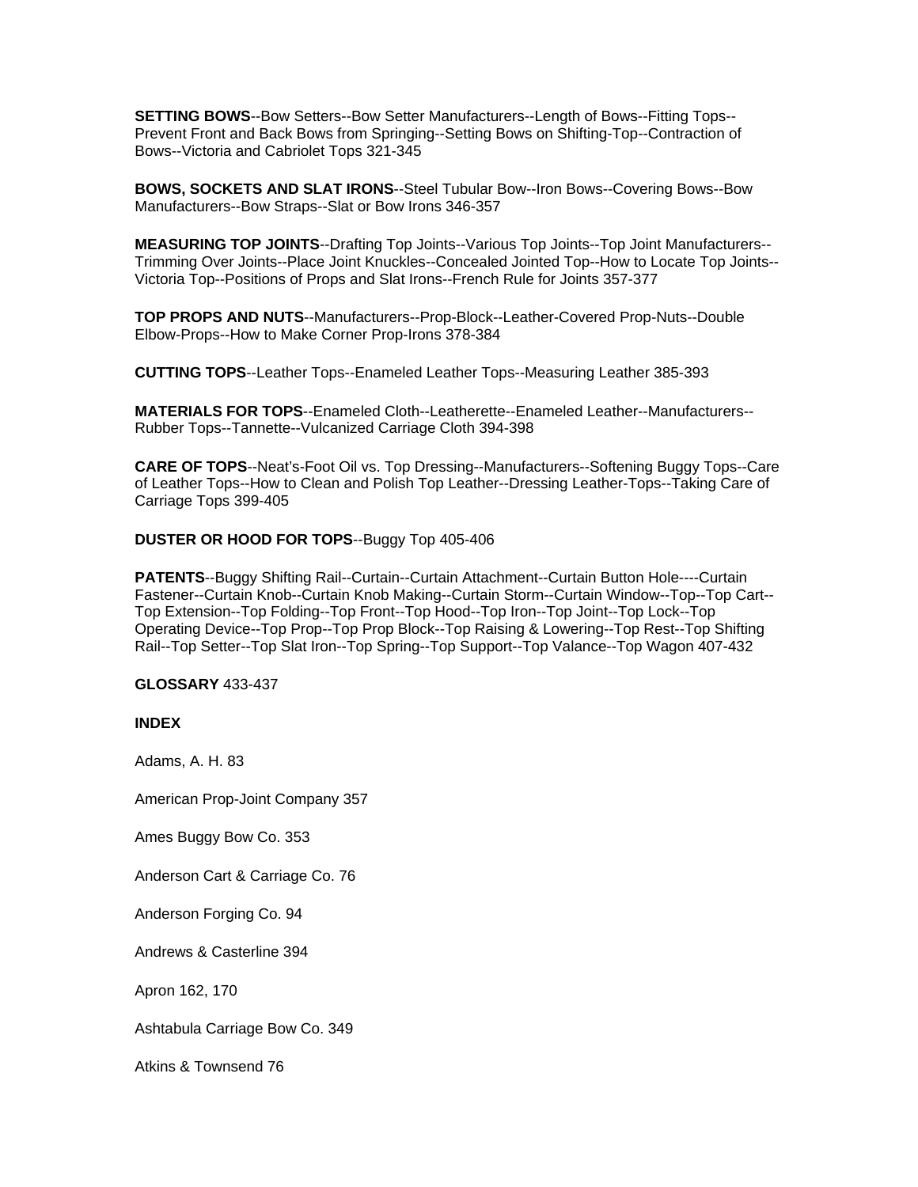**SETTING BOWS**--Bow Setters--Bow Setter Manufacturers--Length of Bows--Fitting Tops--Prevent Front and Back Bows from Springing--Setting Bows on Shifting-Top--Contraction of Bows--Victoria and Cabriolet Tops 321-345

**BOWS, SOCKETS AND SLAT IRONS**--Steel Tubular Bow--Iron Bows--Covering Bows--Bow Manufacturers--Bow Straps--Slat or Bow Irons 346-357

**MEASURING TOP JOINTS**--Drafting Top Joints--Various Top Joints--Top Joint Manufacturers--Trimming Over Joints--Place Joint Knuckles--Concealed Jointed Top--How to Locate Top Joints--Victoria Top--Positions of Props and Slat Irons--French Rule for Joints 357-377

**TOP PROPS AND NUTS**--Manufacturers--Prop-Block--Leather-Covered Prop-Nuts--Double Elbow-Props--How to Make Corner Prop-Irons 378-384

**CUTTING TOPS**--Leather Tops--Enameled Leather Tops--Measuring Leather 385-393

**MATERIALS FOR TOPS**--Enameled Cloth--Leatherette--Enameled Leather--Manufacturers--Rubber Tops--Tannette--Vulcanized Carriage Cloth 394-398

**CARE OF TOPS**--Neat's-Foot Oil vs. Top Dressing--Manufacturers--Softening Buggy Tops--Care of Leather Tops--How to Clean and Polish Top Leather--Dressing Leather-Tops--Taking Care of Carriage Tops 399-405

**DUSTER OR HOOD FOR TOPS**--Buggy Top 405-406

**PATENTS**--Buggy Shifting Rail--Curtain--Curtain Attachment--Curtain Button Hole----Curtain Fastener--Curtain Knob--Curtain Knob Making--Curtain Storm--Curtain Window--Top--Top Cart--Top Extension--Top Folding--Top Front--Top Hood--Top Iron--Top Joint--Top Lock--Top Operating Device--Top Prop--Top Prop Block--Top Raising & Lowering--Top Rest--Top Shifting Rail--Top Setter--Top Slat Iron--Top Spring--Top Support--Top Valance--Top Wagon 407-432

**GLOSSARY** 433-437

**INDEX**

Adams, A. H. 83

American Prop-Joint Company 357

Ames Buggy Bow Co. 353

Anderson Cart & Carriage Co. 76

Anderson Forging Co. 94

Andrews & Casterline 394

Apron 162, 170

Ashtabula Carriage Bow Co. 349

Atkins & Townsend 76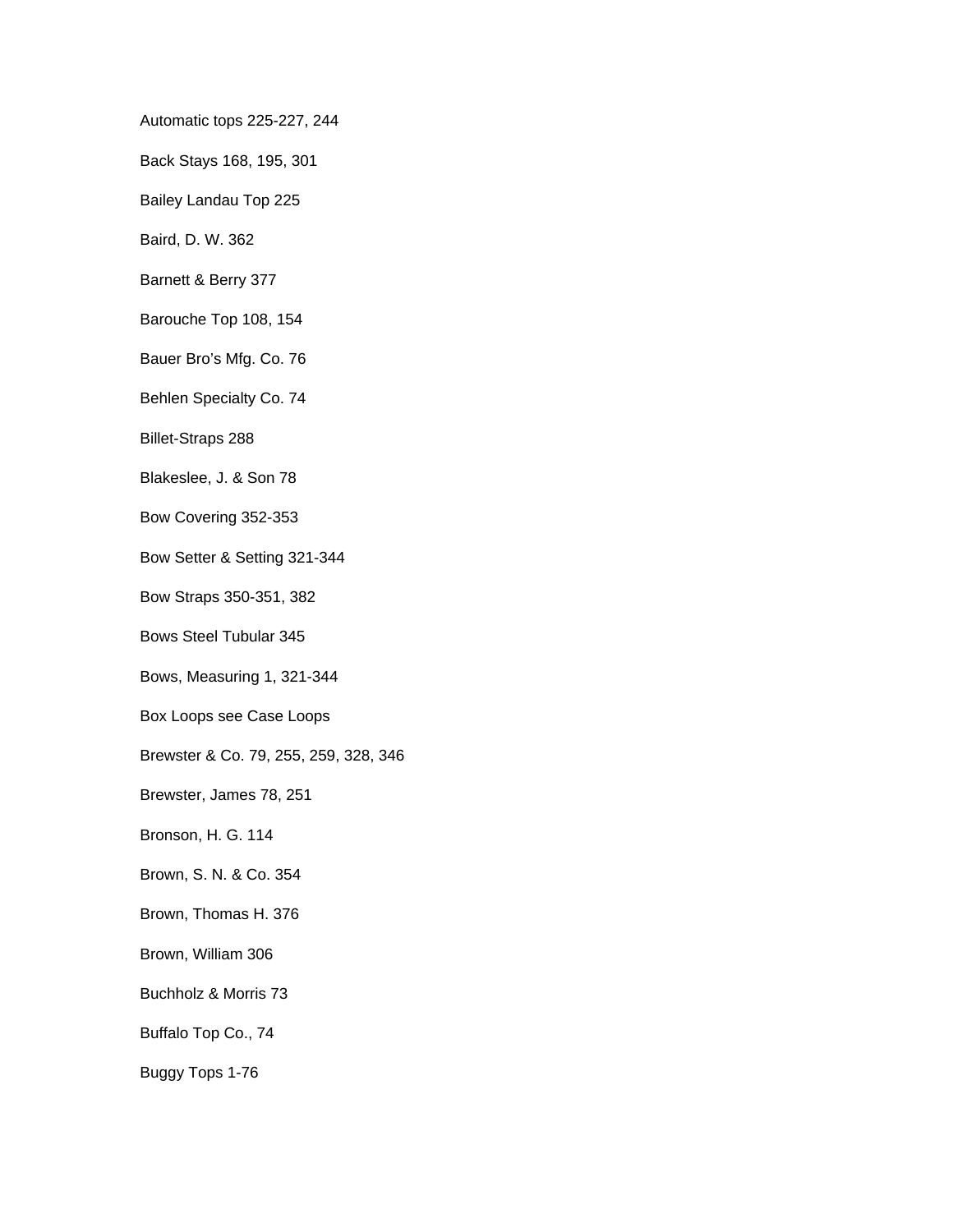Automatic tops 225-227, 244

Back Stays 168, 195, 301

Bailey Landau Top 225

Baird, D. W. 362

Barnett & Berry 377

Barouche Top 108, 154

Bauer Bro’s Mfg. Co. 76

Behlen Specialty Co. 74

Billet-Straps 288

Blakeslee, J. & Son 78

Bow Covering 352-353

Bow Setter & Setting 321-344

Bow Straps 350-351, 382

Bows Steel Tubular 345

Bows, Measuring 1, 321-344

Box Loops see Case Loops

Brewster & Co. 79, 255, 259, 328, 346

Brewster, James 78, 251

Bronson, H. G. 114

Brown, S. N. & Co. 354

Brown, Thomas H. 376

Brown, William 306

Buchholz & Morris 73

Buffalo Top Co., 74

Buggy Tops 1-76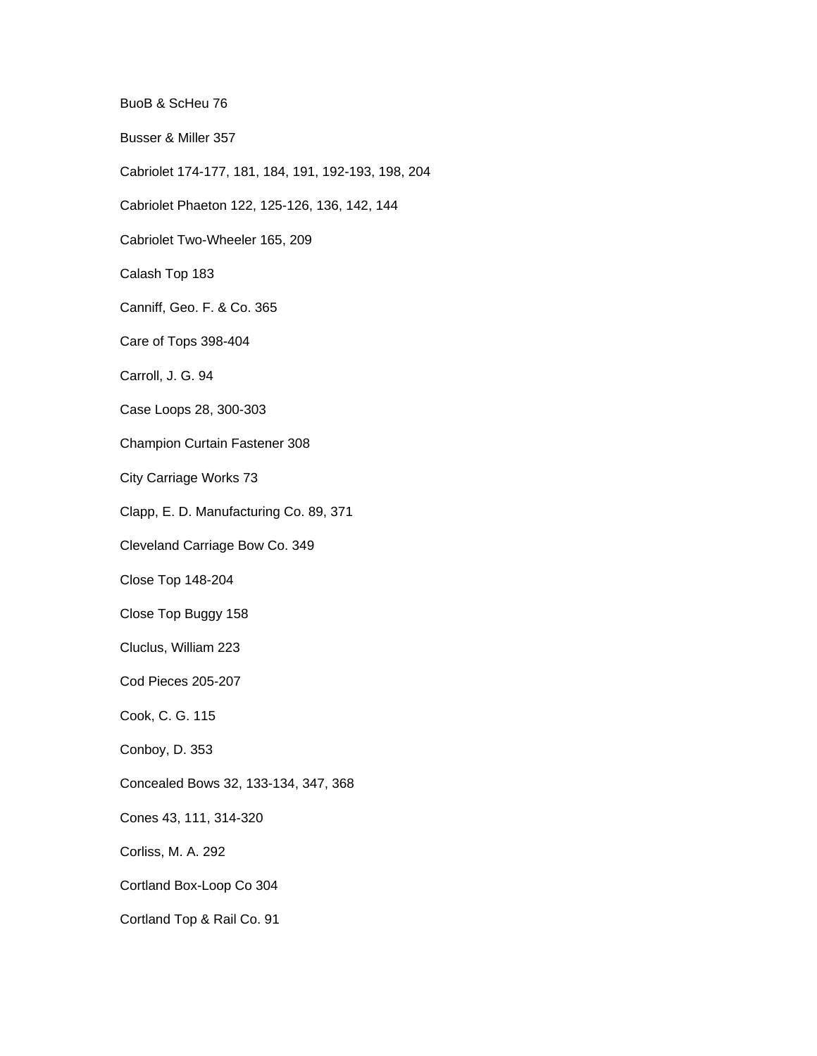BuoB & ScHeu 76

Busser & Miller 357

Cabriolet 174-177, 181, 184, 191, 192-193, 198, 204

Cabriolet Phaeton 122, 125-126, 136, 142, 144

Cabriolet Two-Wheeler 165, 209

Calash Top 183

Canniff, Geo. F. & Co. 365

Care of Tops 398-404

Carroll, J. G. 94

Case Loops 28, 300-303

Champion Curtain Fastener 308

City Carriage Works 73

Clapp, E. D. Manufacturing Co. 89, 371

Cleveland Carriage Bow Co. 349

Close Top 148-204

Close Top Buggy 158

Cluclus, William 223

Cod Pieces 205-207

Cook, C. G. 115

Conboy, D. 353

Concealed Bows 32, 133-134, 347, 368

Cones 43, 111, 314-320

Corliss, M. A. 292

Cortland Box-Loop Co 304

Cortland Top & Rail Co. 91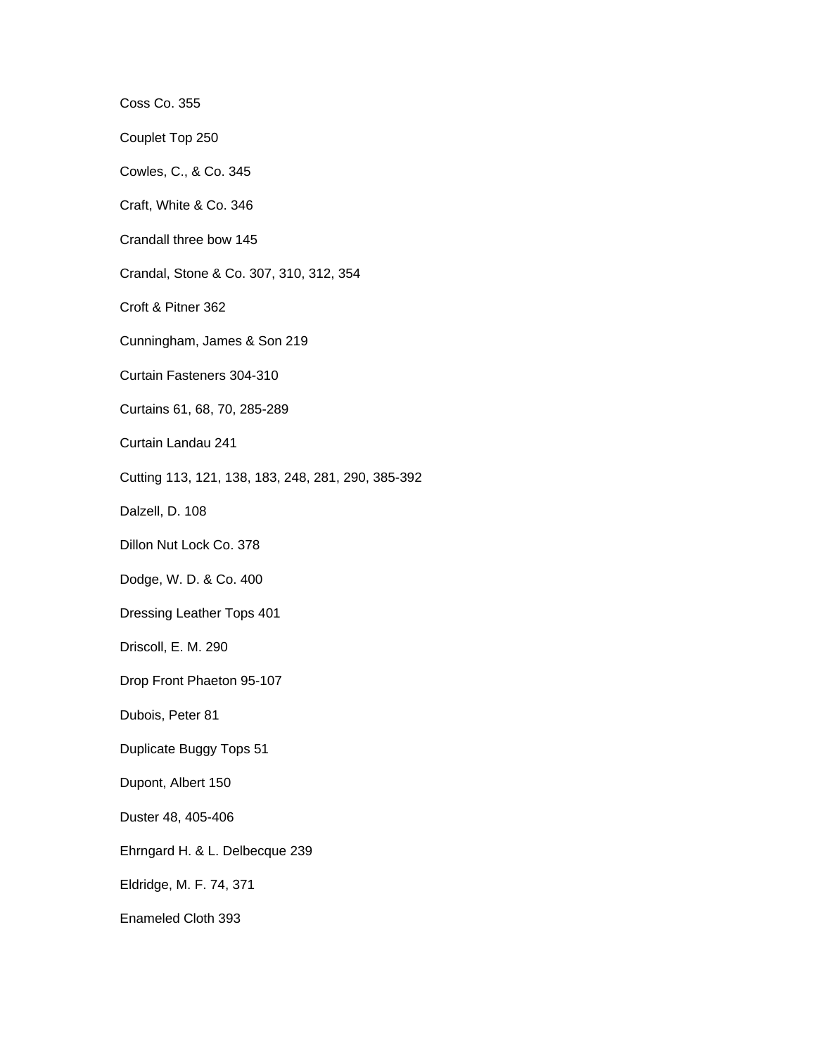Coss Co. 355

Couplet Top 250

Cowles, C., & Co. 345

Craft, White & Co. 346

Crandall three bow 145

Crandal, Stone & Co. 307, 310, 312, 354

Croft & Pitner 362

Cunningham, James & Son 219

Curtain Fasteners 304-310

Curtains 61, 68, 70, 285-289

Curtain Landau 241

Cutting 113, 121, 138, 183, 248, 281, 290, 385-392

Dalzell, D. 108

Dillon Nut Lock Co. 378

Dodge, W. D. & Co. 400

Dressing Leather Tops 401

Driscoll, E. M. 290

Drop Front Phaeton 95-107

Dubois, Peter 81

Duplicate Buggy Tops 51

Dupont, Albert 150

Duster 48, 405-406

Ehrngard H. & L. Delbecque 239

Eldridge, M. F. 74, 371

Enameled Cloth 393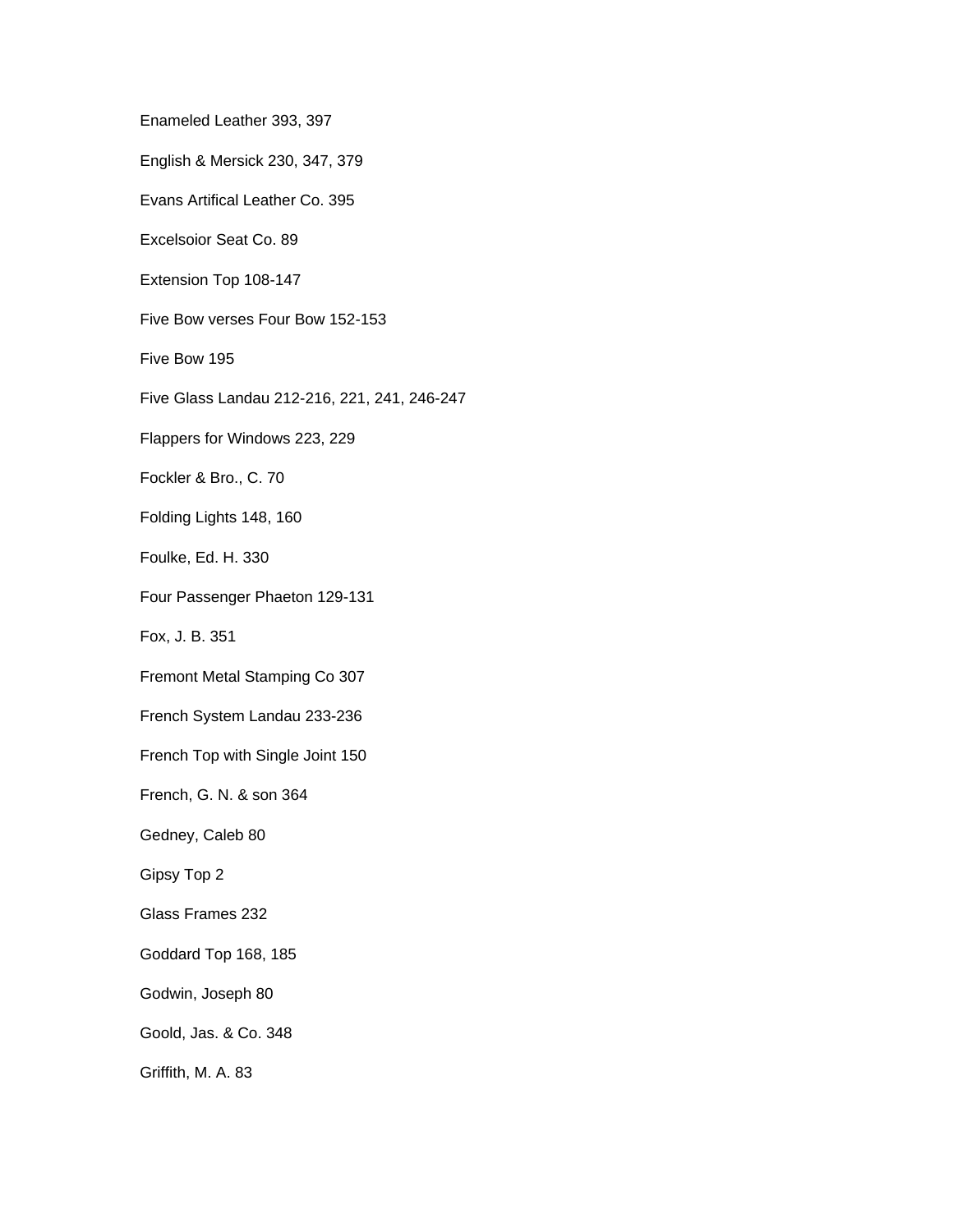Enameled Leather 393, 397

English & Mersick 230, 347, 379

Evans Artifical Leather Co. 395

Excelsoior Seat Co. 89

Extension Top 108-147

Five Bow verses Four Bow 152-153

Five Bow 195

Five Glass Landau 212-216, 221, 241, 246-247

Flappers for Windows 223, 229

Fockler & Bro., C. 70

Folding Lights 148, 160

Foulke, Ed. H. 330

Four Passenger Phaeton 129-131

Fox, J. B. 351

Fremont Metal Stamping Co 307

French System Landau 233-236

French Top with Single Joint 150

French, G. N. & son 364

Gedney, Caleb 80

Gipsy Top 2

Glass Frames 232

Goddard Top 168, 185

Godwin, Joseph 80

Goold, Jas. & Co. 348

Griffith, M. A. 83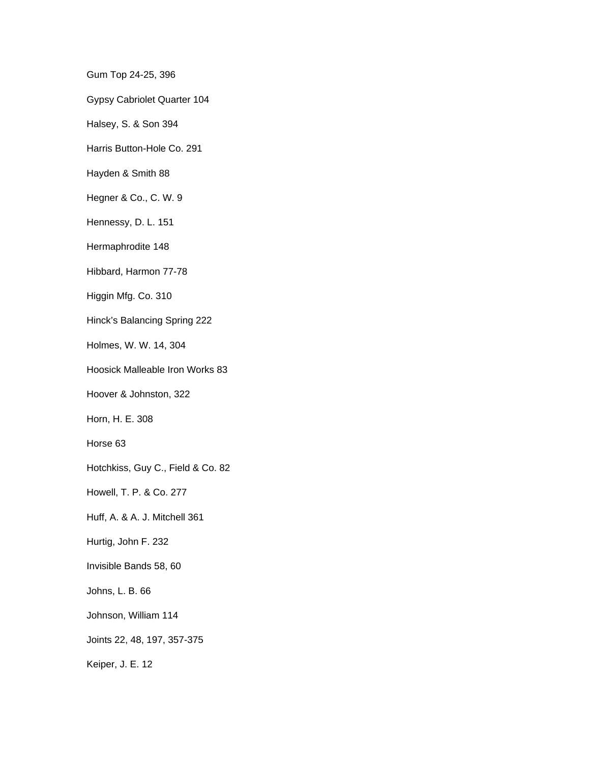Gum Top 24-25, 396

Gypsy Cabriolet Quarter 104

Halsey, S. & Son 394

Harris Button-Hole Co. 291

Hayden & Smith 88

Hegner & Co., C. W. 9

Hennessy, D. L. 151

Hermaphrodite 148

Hibbard, Harmon 77-78

Higgin Mfg. Co. 310

Hinck’s Balancing Spring 222

Holmes, W. W. 14, 304

Hoosick Malleable Iron Works 83

Hoover & Johnston, 322

Horn, H. E. 308

Horse 63

Hotchkiss, Guy C., Field & Co. 82

Howell, T. P. & Co. 277

Huff, A. & A. J. Mitchell 361

Hurtig, John F. 232

Invisible Bands 58, 60

Johns, L. B. 66

Johnson, William 114

Joints 22, 48, 197, 357-375

Keiper, J. E. 12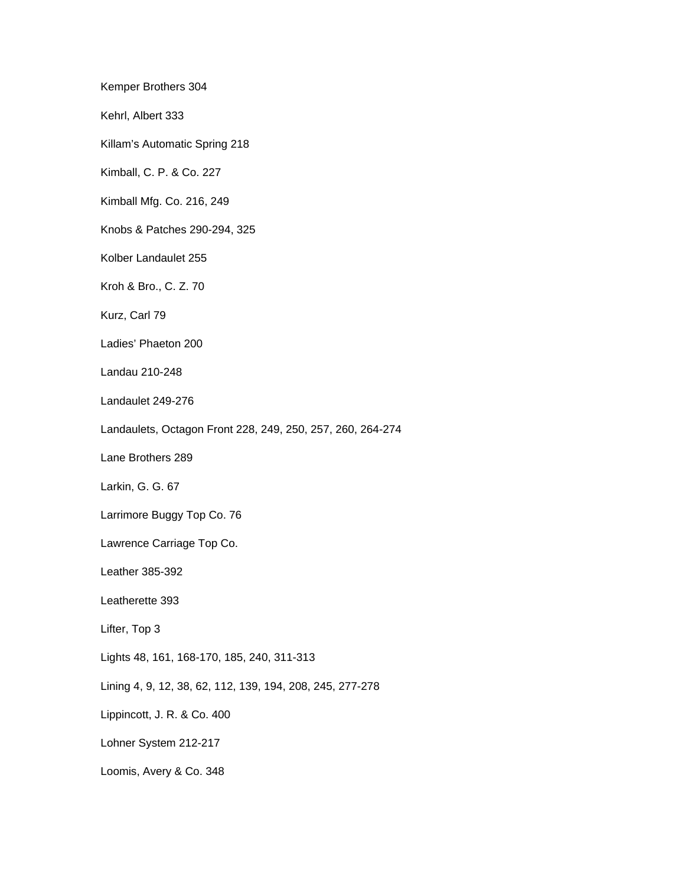Kemper Brothers 304

Kehrl, Albert 333

Killam's Automatic Spring 218

Kimball, C. P. & Co. 227

Kimball Mfg. Co. 216, 249

Knobs & Patches 290-294, 325

Kolber Landaulet 255

Kroh & Bro., C. Z. 70

Kurz, Carl 79

Ladies' Phaeton 200

Landau 210-248

Landaulet 249-276

Landaulets, Octagon Front 228, 249, 250, 257, 260, 264-274

Lane Brothers 289

Larkin, G. G. 67

Larrimore Buggy Top Co. 76

Lawrence Carriage Top Co.

Leather 385-392

Leatherette 393

Lifter, Top 3

Lights 48, 161, 168-170, 185, 240, 311-313

Lining 4, 9, 12, 38, 62, 112, 139, 194, 208, 245, 277-278

Lippincott, J. R. & Co. 400

Lohner System 212-217

Loomis, Avery & Co. 348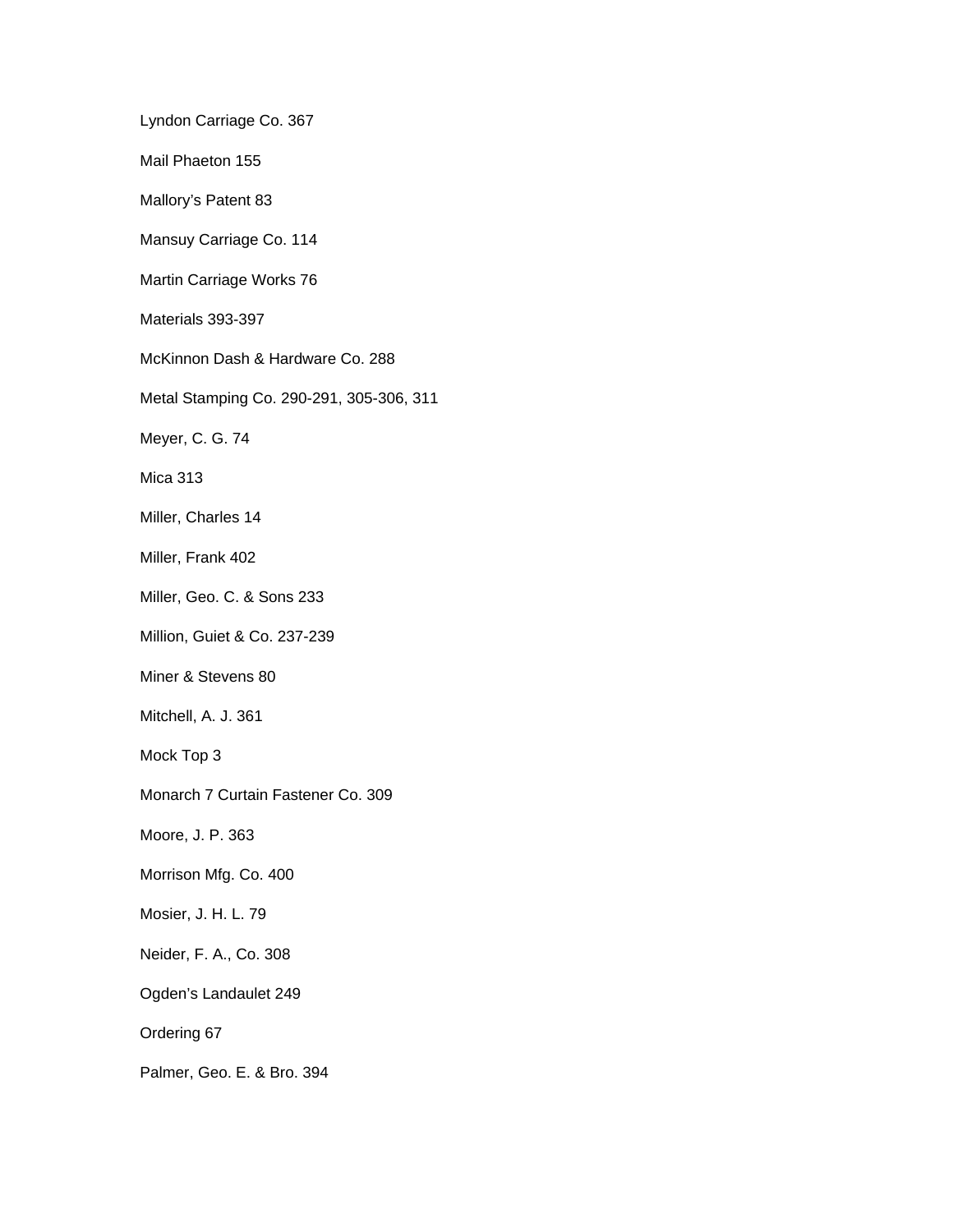Lyndon Carriage Co. 367

Mail Phaeton 155

Mallory’s Patent 83

Mansuy Carriage Co. 114

Martin Carriage Works 76

Materials 393-397

McKinnon Dash & Hardware Co. 288

Metal Stamping Co. 290-291, 305-306, 311

Meyer, C. G. 74

Mica 313

Miller, Charles 14

Miller, Frank 402

Miller, Geo. C. & Sons 233

Million, Guiet & Co. 237-239

Miner & Stevens 80

Mitchell, A. J. 361

Mock Top 3

Monarch 7 Curtain Fastener Co. 309

Moore, J. P. 363

Morrison Mfg. Co. 400

Mosier, J. H. L. 79

Neider, F. A., Co. 308

Ogden’s Landaulet 249

Ordering 67

Palmer, Geo. E. & Bro. 394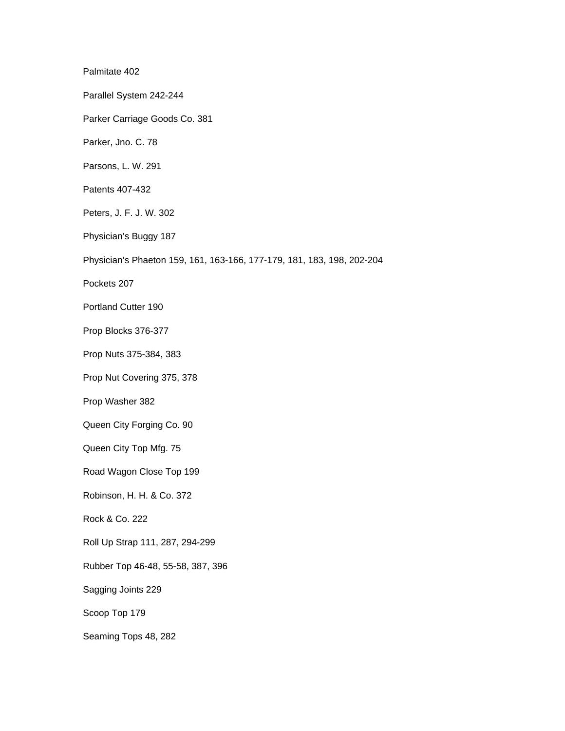Palmitate 402

Parallel System 242-244

Parker Carriage Goods Co. 381

Parker, Jno. C. 78

Parsons, L. W. 291

Patents 407-432

Peters, J. F. J. W. 302

Physician’s Buggy 187

Physician’s Phaeton 159, 161, 163-166, 177-179, 181, 183, 198, 202-204

Pockets 207

Portland Cutter 190

Prop Blocks 376-377

Prop Nuts 375-384, 383

Prop Nut Covering 375, 378

Prop Washer 382

Queen City Forging Co. 90

Queen City Top Mfg. 75

Road Wagon Close Top 199

Robinson, H. H. & Co. 372

Rock & Co. 222

Roll Up Strap 111, 287, 294-299

Rubber Top 46-48, 55-58, 387, 396

Sagging Joints 229

Scoop Top 179

Seaming Tops 48, 282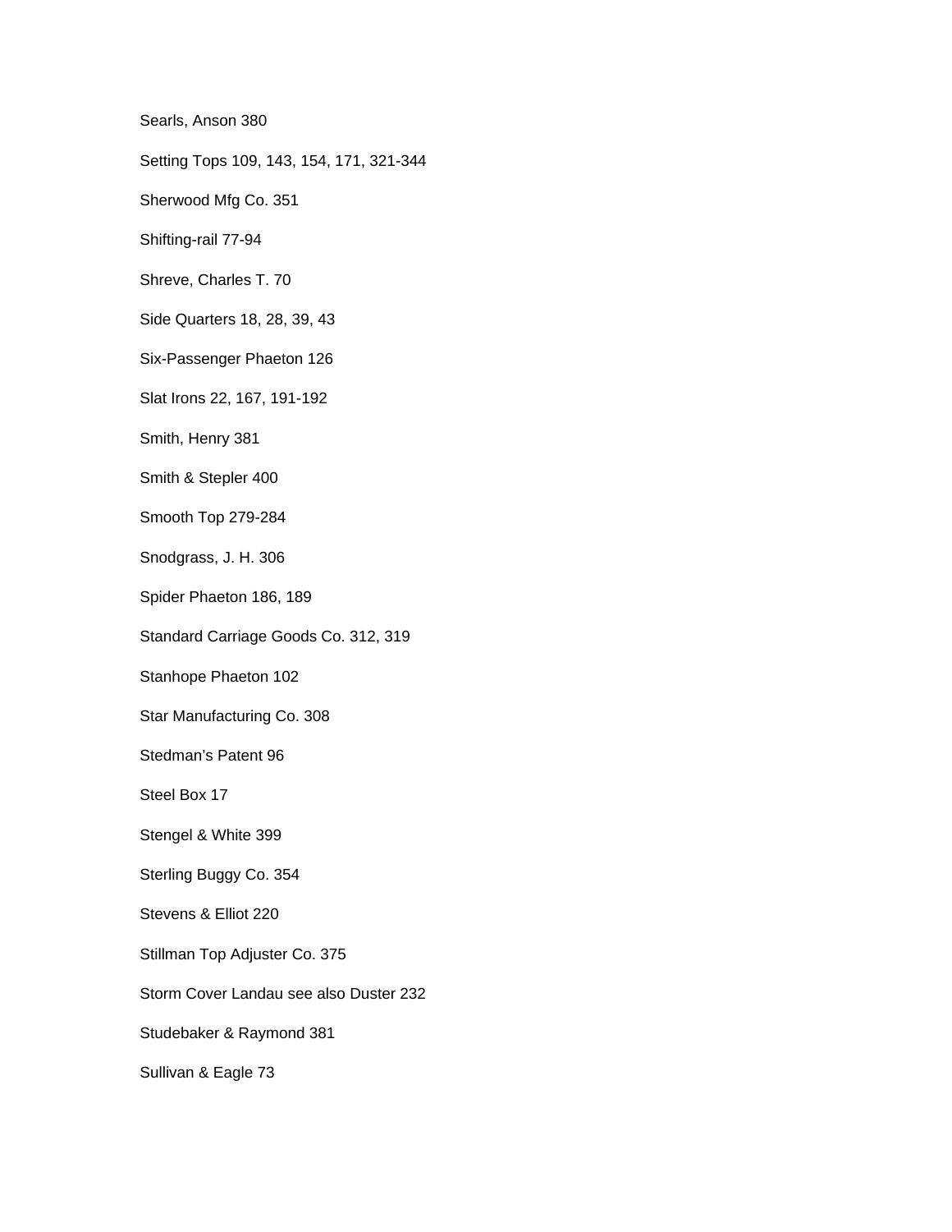Searls, Anson 380

Setting Tops 109, 143, 154, 171, 321-344

Sherwood Mfg Co. 351

Shifting-rail 77-94

Shreve, Charles T. 70

Side Quarters 18, 28, 39, 43

Six-Passenger Phaeton 126

Slat Irons 22, 167, 191-192

Smith, Henry 381

Smith & Stepler 400

Smooth Top 279-284

Snodgrass, J. H. 306

Spider Phaeton 186, 189

Standard Carriage Goods Co. 312, 319

Stanhope Phaeton 102

Star Manufacturing Co. 308

Stedman's Patent 96

Steel Box 17

Stengel & White 399

Sterling Buggy Co. 354

Stevens & Elliot 220

Stillman Top Adjuster Co. 375

Storm Cover Landau see also Duster 232

Studebaker & Raymond 381

Sullivan & Eagle 73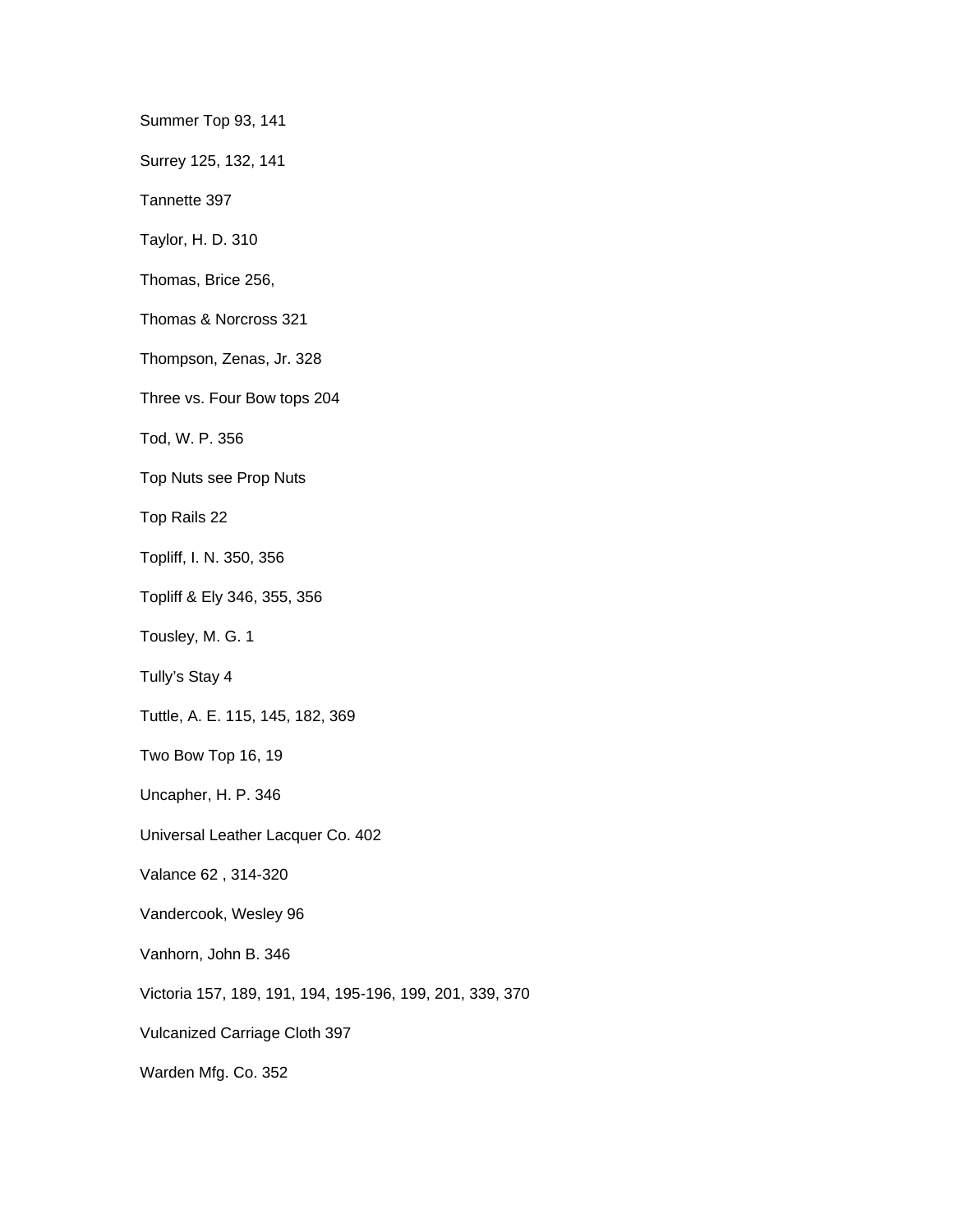Summer Top 93, 141

Surrey 125, 132, 141

Tannette 397

Taylor, H. D. 310

Thomas, Brice 256,

Thomas & Norcross 321

Thompson, Zenas, Jr. 328

Three vs. Four Bow tops 204

Tod, W. P. 356

Top Nuts see Prop Nuts

Top Rails 22

Topliff, I. N. 350, 356

Topliff & Ely 346, 355, 356

Tousley, M. G. 1

Tully's Stay 4

Tuttle, A. E. 115, 145, 182, 369

Two Bow Top 16, 19

Uncapher, H. P. 346

Universal Leather Lacquer Co. 402

Valance 62 , 314-320

Vandercook, Wesley 96

Vanhorn, John B. 346

Victoria 157, 189, 191, 194, 195-196, 199, 201, 339, 370

Vulcanized Carriage Cloth 397

Warden Mfg. Co. 352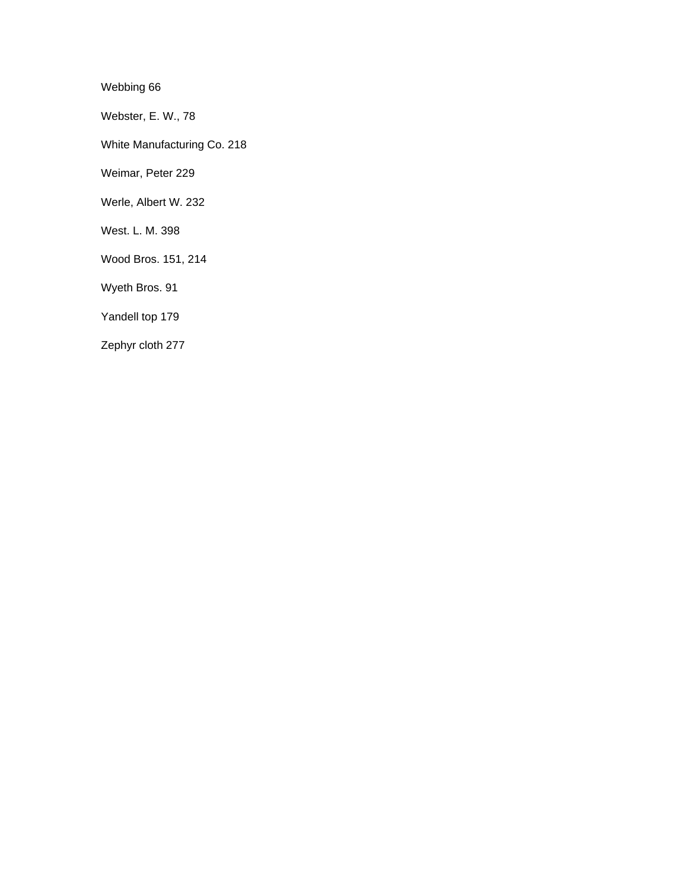Webbing 66

Webster, E. W., 78

White Manufacturing Co. 218

Weimar, Peter 229

Werle, Albert W. 232

West. L. M. 398

Wood Bros. 151, 214

Wyeth Bros. 91

Yandell top 179

Zephyr cloth 277